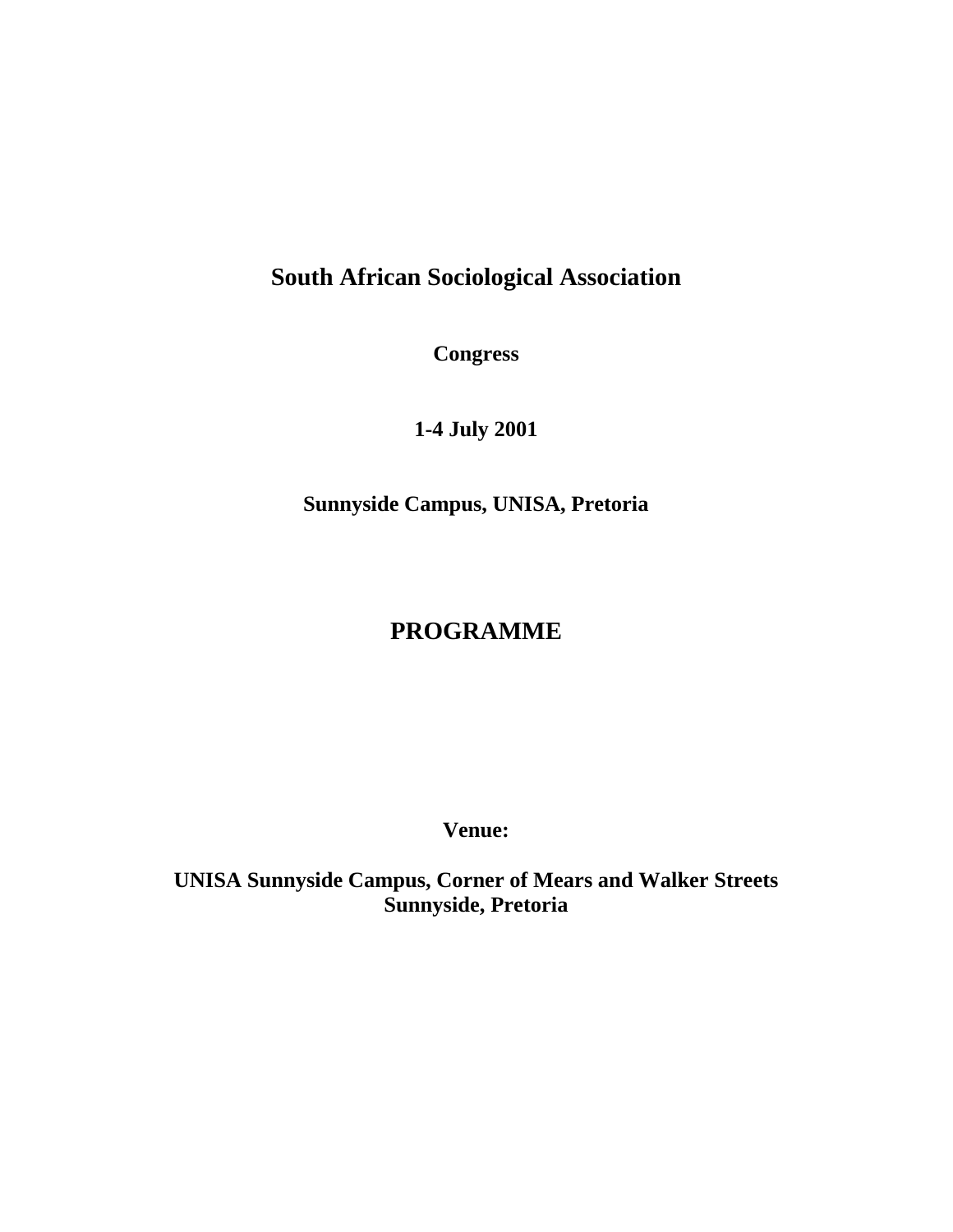# South African Sociological Association

**Congress**

**1-4 July 2001**

**Sunnyside Campus, UNISA, Pretoria**

## PROGRAMME

**Venue:**

**UNISA Sunnyside Campus, Corner of Mears and Walker Streets**
**Sunnyside, Pretoria**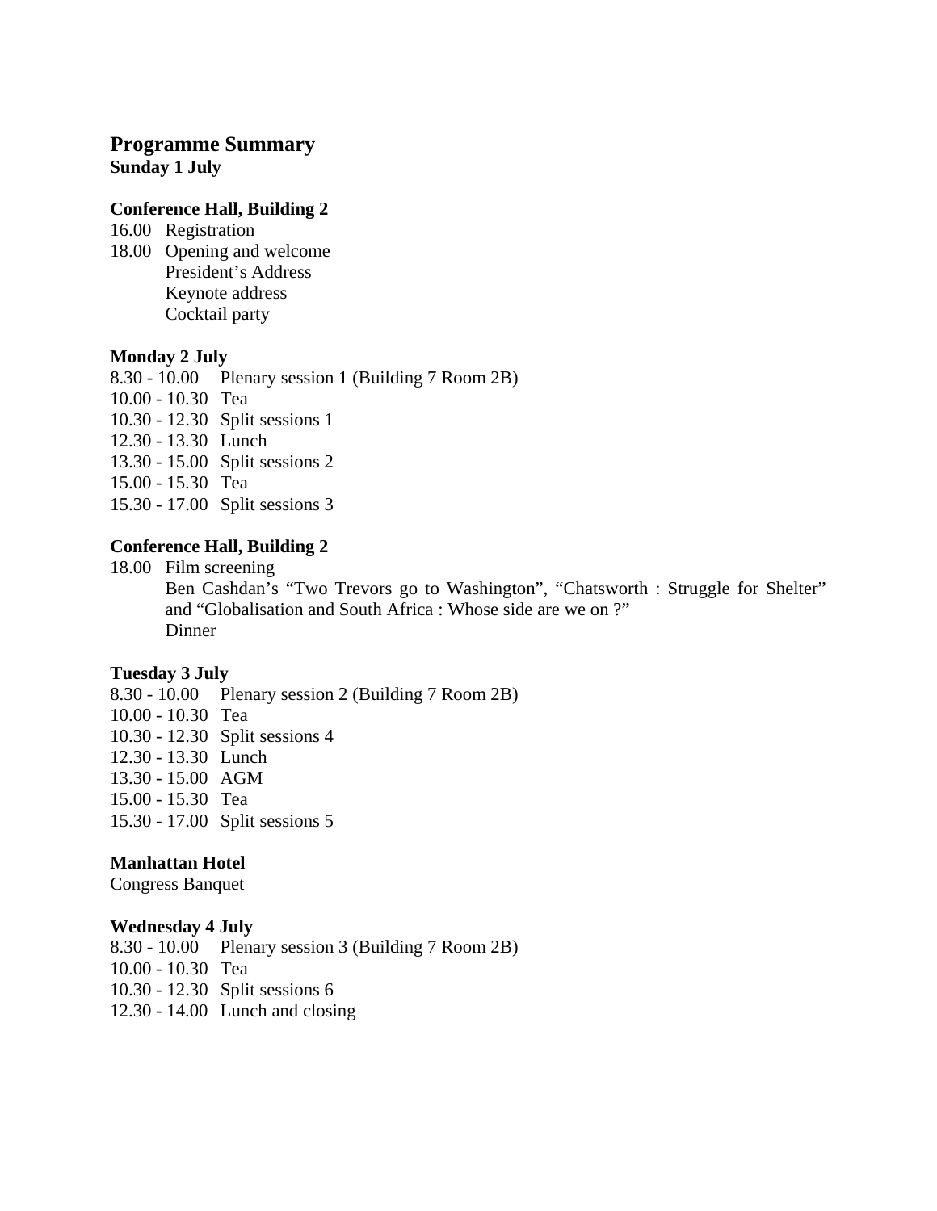## Programme Summary

**Sunday 1 July**

**Conference Hall, Building 2**

16.00 Registration
18.00 Opening and welcome
President's Address
Keynote address
Cocktail party

**Monday 2 July**

8.30 - 10.00 Plenary session 1 (Building 7 Room 2B)
10.00 - 10.30 Tea
10.30 - 12.30 Split sessions 1
12.30 - 13.30 Lunch
13.30 - 15.00 Split sessions 2
15.00 - 15.30 Tea
15.30 - 17.00 Split sessions 3

**Conference Hall, Building 2**

18.00 Film screening
Ben Cashdan's "Two Trevors go to Washington", "Chatsworth : Struggle for Shelter" and "Globalisation and South Africa : Whose side are we on ?"
Dinner

**Tuesday 3 July**

8.30 - 10.00 Plenary session 2 (Building 7 Room 2B)
10.00 - 10.30 Tea
10.30 - 12.30 Split sessions 4
12.30 - 13.30 Lunch
13.30 - 15.00 AGM
15.00 - 15.30 Tea
15.30 - 17.00 Split sessions 5

**Manhattan Hotel**

Congress Banquet

**Wednesday 4 July**

8.30 - 10.00 Plenary session 3 (Building 7 Room 2B)
10.00 - 10.30 Tea
10.30 - 12.30 Split sessions 6
12.30 - 14.00 Lunch and closing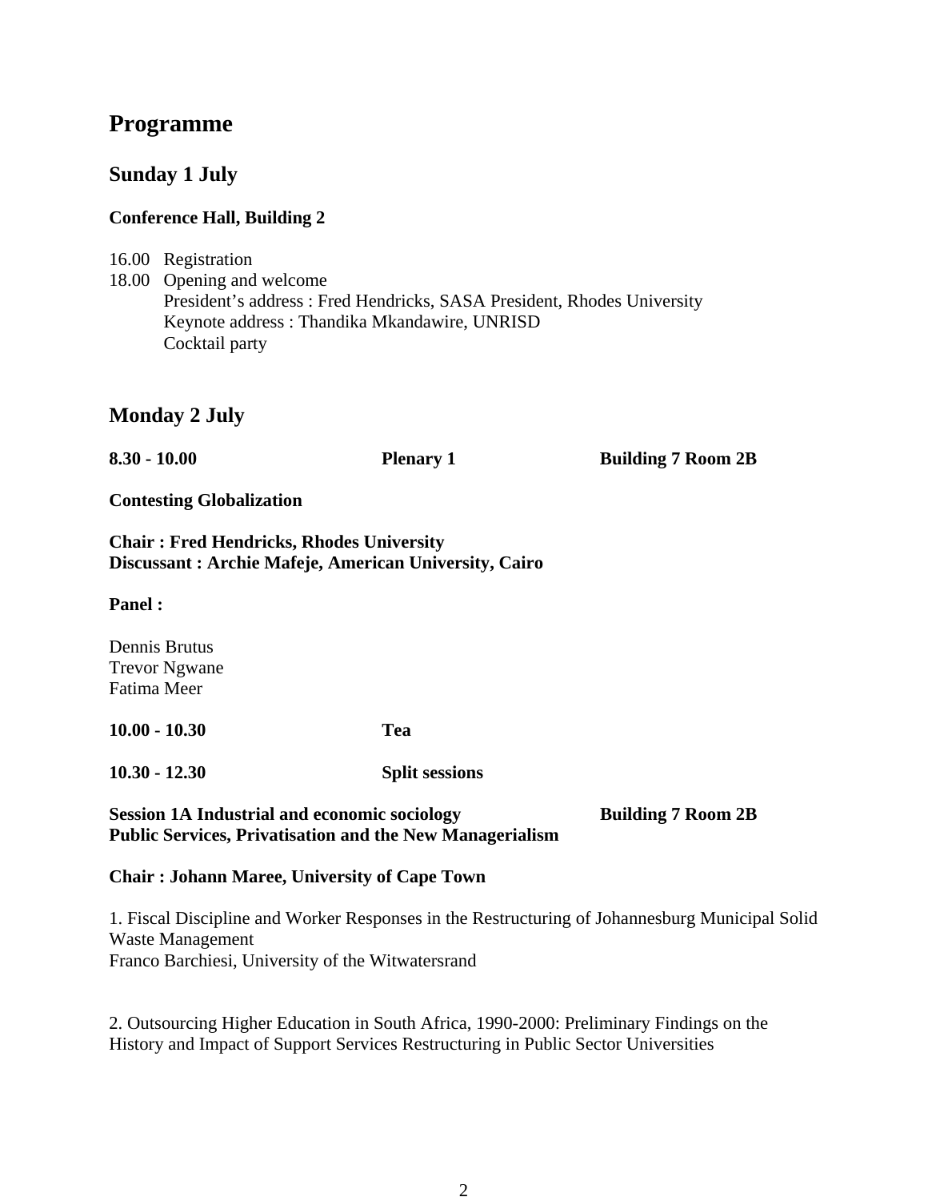# Programme

## Sunday 1 July

**Conference Hall, Building 2**

16.00 Registration
18.00 Opening and welcome
President's address : Fred Hendricks, SASA President, Rhodes University
Keynote address : Thandika Mkandawire, UNRISD
Cocktail party

## Monday 2 July

**8.30 - 10.00 Plenary 1 Building 7 Room 2B**

**Contesting Globalization**

**Chair : Fred Hendricks, Rhodes University**
**Discussant : Archie Mafeje, American University, Cairo**

**Panel :**

Dennis Brutus
Trevor Ngwane
Fatima Meer

**10.00 - 10.30 Tea**

**10.30 - 12.30 Split sessions**

**Session 1A Industrial and economic sociology Building 7 Room 2B**
**Public Services, Privatisation and the New Managerialism**

**Chair : Johann Maree, University of Cape Town**

1. Fiscal Discipline and Worker Responses in the Restructuring of Johannesburg Municipal Solid Waste Management
Franco Barchiesi, University of the Witwatersrand

2. Outsourcing Higher Education in South Africa, 1990-2000: Preliminary Findings on the History and Impact of Support Services Restructuring in Public Sector Universities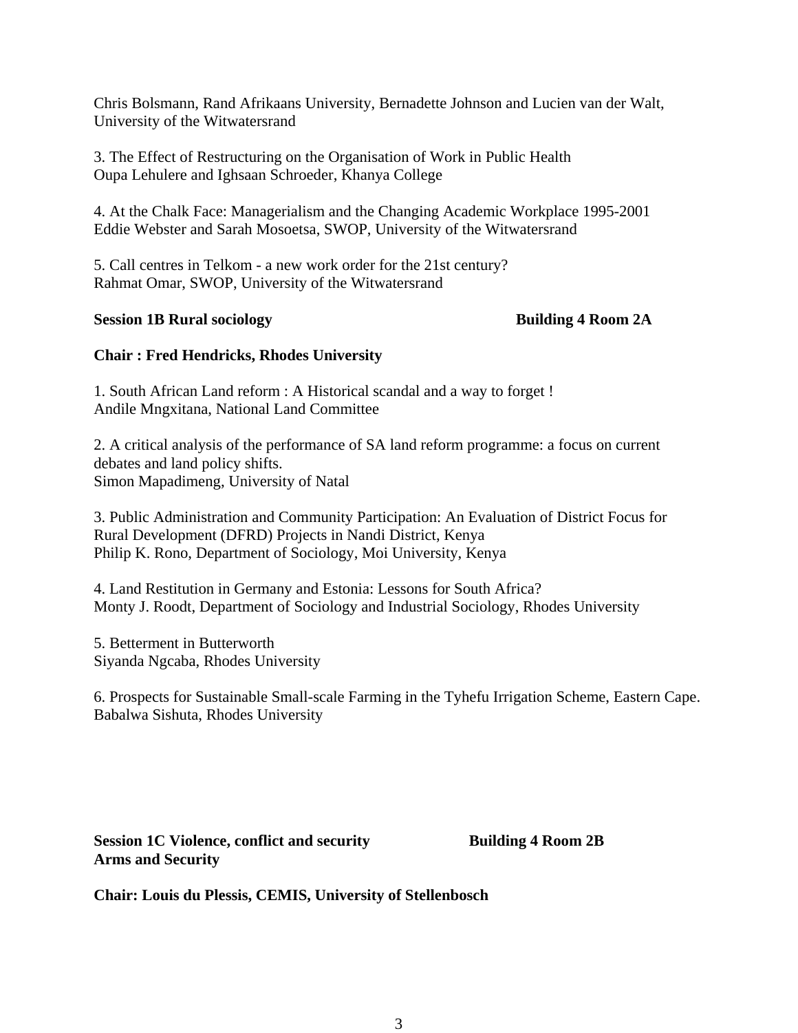Chris Bolsmann, Rand Afrikaans University, Bernadette Johnson and Lucien van der Walt, University of the Witwatersrand

3. The Effect of Restructuring on the Organisation of Work in Public Health
Oupa Lehulere and Ighsaan Schroeder, Khanya College

4. At the Chalk Face: Managerialism and the Changing Academic Workplace 1995-2001
Eddie Webster and Sarah Mosoetsa, SWOP, University of the Witwatersrand

5. Call centres in Telkom - a new work order for the 21st century?
Rahmat Omar, SWOP, University of the Witwatersrand

**Session 1B Rural sociology** **Building 4 Room 2A**

**Chair : Fred Hendricks, Rhodes University**

1. South African Land reform : A Historical scandal and a way to forget !
Andile Mngxitana, National Land Committee

2. A critical analysis of the performance of SA land reform programme: a focus on current debates and land policy shifts.
Simon Mapadimeng, University of Natal

3. Public Administration and Community Participation: An Evaluation of District Focus for Rural Development (DFRD) Projects in Nandi District, Kenya
Philip K. Rono, Department of Sociology, Moi University, Kenya

4. Land Restitution in Germany and Estonia: Lessons for South Africa?
Monty J. Roodt, Department of Sociology and Industrial Sociology, Rhodes University

5. Betterment in Butterworth
Siyanda Ngcaba, Rhodes University

6. Prospects for Sustainable Small-scale Farming in the Tyhefu Irrigation Scheme, Eastern Cape.
Babalwa Sishuta, Rhodes University

**Session 1C Violence, conflict and security** **Building 4 Room 2B**
**Arms and Security**

**Chair: Louis du Plessis, CEMIS, University of Stellenbosch**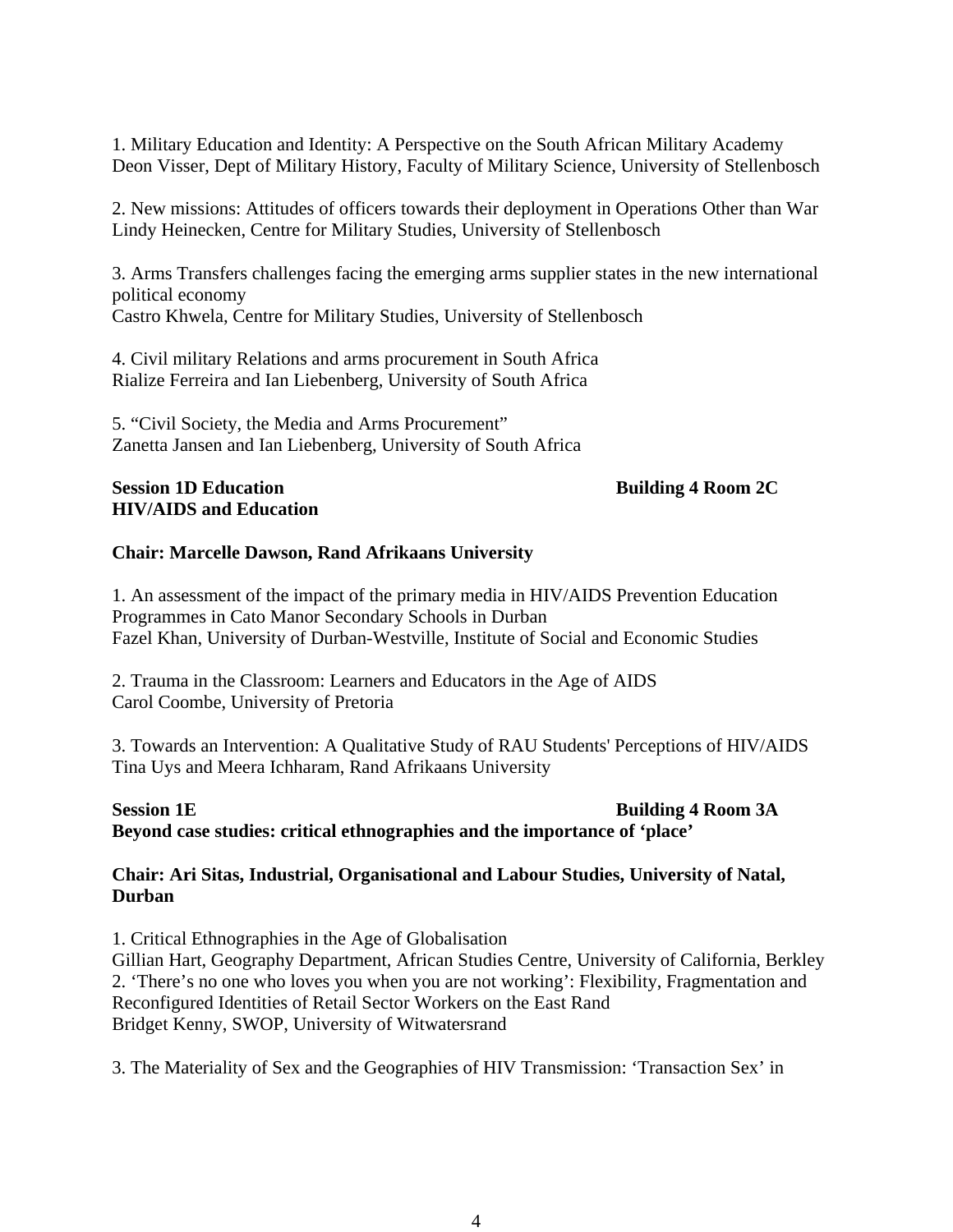1. Military Education and Identity: A Perspective on the South African Military Academy
Deon Visser, Dept of Military History, Faculty of Military Science, University of Stellenbosch

2. New missions: Attitudes of officers towards their deployment in Operations Other than War
Lindy Heinecken, Centre for Military Studies, University of Stellenbosch

3. Arms Transfers challenges facing the emerging arms supplier states in the new international political economy
Castro Khwela, Centre for Military Studies, University of Stellenbosch

4. Civil military Relations and arms procurement in South Africa
Rialize Ferreira and Ian Liebenberg, University of South Africa

5. "Civil Society, the Media and Arms Procurement"
Zanetta Jansen and Ian Liebenberg, University of South Africa

**Session 1D Education** **Building 4 Room 2C**
**HIV/AIDS and Education**

**Chair: Marcelle Dawson, Rand Afrikaans University**

1. An assessment of the impact of the primary media in HIV/AIDS Prevention Education Programmes in Cato Manor Secondary Schools in Durban
Fazel Khan, University of Durban-Westville, Institute of Social and Economic Studies

2. Trauma in the Classroom: Learners and Educators in the Age of AIDS
Carol Coombe, University of Pretoria

3. Towards an Intervention: A Qualitative Study of RAU Students' Perceptions of HIV/AIDS
Tina Uys and Meera Ichharam, Rand Afrikaans University

**Session 1E** **Building 4 Room 3A**
**Beyond case studies: critical ethnographies and the importance of 'place'**

**Chair: Ari Sitas, Industrial, Organisational and Labour Studies, University of Natal, Durban**

1. Critical Ethnographies in the Age of Globalisation
Gillian Hart, Geography Department, African Studies Centre, University of California, Berkley
2. 'There's no one who loves you when you are not working': Flexibility, Fragmentation and Reconfigured Identities of Retail Sector Workers on the East Rand
Bridget Kenny, SWOP, University of Witwatersrand

3. The Materiality of Sex and the Geographies of HIV Transmission: 'Transaction Sex' in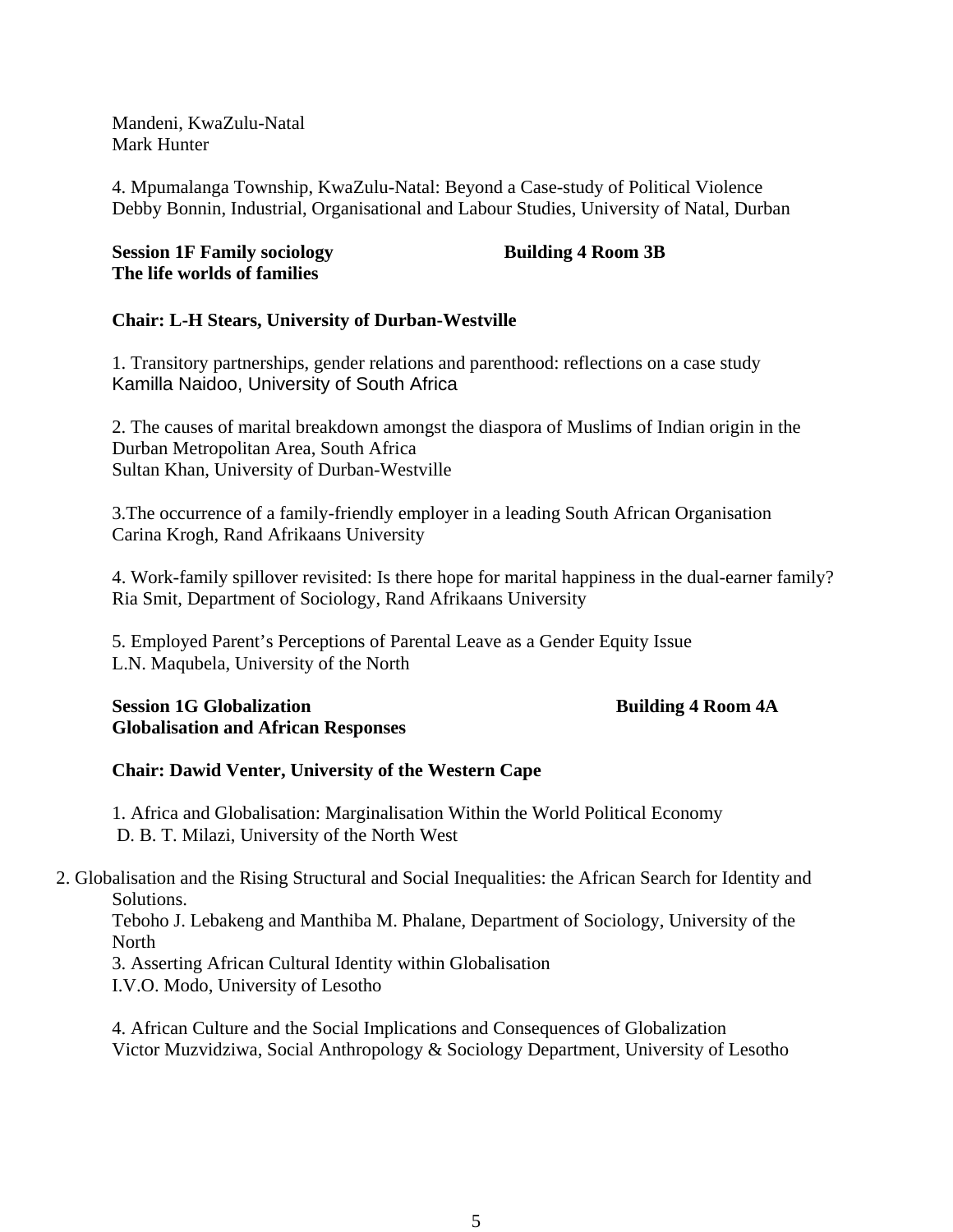Mandeni, KwaZulu-Natal
Mark Hunter

4. Mpumalanga Township, KwaZulu-Natal: Beyond a Case-study of Political Violence
Debby Bonnin, Industrial, Organisational and Labour Studies, University of Natal, Durban

**Session 1F Family sociology** **Building 4 Room 3B**
**The life worlds of families**

**Chair: L-H Stears, University of Durban-Westville**

1. Transitory partnerships, gender relations and parenthood: reflections on a case study
Kamilla Naidoo, University of South Africa

2. The causes of marital breakdown amongst the diaspora of Muslims of Indian origin in the Durban Metropolitan Area, South Africa
Sultan Khan, University of Durban-Westville

3. The occurrence of a family-friendly employer in a leading South African Organisation
Carina Krogh, Rand Afrikaans University

4. Work-family spillover revisited: Is there hope for marital happiness in the dual-earner family?
Ria Smit, Department of Sociology, Rand Afrikaans University

5. Employed Parent's Perceptions of Parental Leave as a Gender Equity Issue
L.N. Maqubela, University of the North

**Session 1G Globalization** **Building 4 Room 4A**
**Globalisation and African Responses**

**Chair: Dawid Venter, University of the Western Cape**

1. Africa and Globalisation: Marginalisation Within the World Political Economy
D. B. T. Milazi, University of the North West

2. Globalisation and the Rising Structural and Social Inequalities: the African Search for Identity and Solutions.
Teboho J. Lebakeng and Manthiba M. Phalane, Department of Sociology, University of the North

3. Asserting African Cultural Identity within Globalisation
I.V.O. Modo, University of Lesotho

4. African Culture and the Social Implications and Consequences of Globalization
Victor Muzvidziwa, Social Anthropology & Sociology Department, University of Lesotho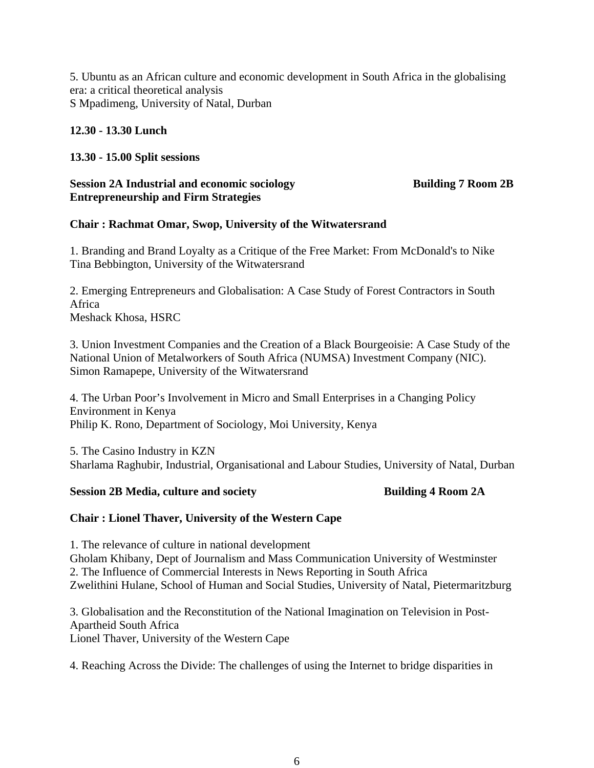5. Ubuntu as an African culture and economic development in South Africa in the globalising era: a critical theoretical analysis
S Mpadimeng, University of Natal, Durban

**12.30 - 13.30 Lunch**

**13.30 - 15.00 Split sessions**

**Session 2A Industrial and economic sociology Building 7 Room 2B**
**Entrepreneurship and Firm Strategies**

**Chair : Rachmat Omar, Swop, University of the Witwatersrand**

1. Branding and Brand Loyalty as a Critique of the Free Market: From McDonald's to Nike
Tina Bebbington, University of the Witwatersrand

2. Emerging Entrepreneurs and Globalisation: A Case Study of Forest Contractors in South Africa
Meshack Khosa, HSRC

3. Union Investment Companies and the Creation of a Black Bourgeoisie: A Case Study of the National Union of Metalworkers of South Africa (NUMSA) Investment Company (NIC).
Simon Ramapepe, University of the Witwatersrand

4. The Urban Poor's Involvement in Micro and Small Enterprises in a Changing Policy Environment in Kenya
Philip K. Rono, Department of Sociology, Moi University, Kenya

5. The Casino Industry in KZN
Sharlama Raghubir, Industrial, Organisational and Labour Studies, University of Natal, Durban

**Session 2B Media, culture and society Building 4 Room 2A**

**Chair : Lionel Thaver, University of the Western Cape**

1. The relevance of culture in national development
Gholam Khibany, Dept of Journalism and Mass Communication University of Westminster
2. The Influence of Commercial Interests in News Reporting in South Africa
Zwelithini Hulane, School of Human and Social Studies, University of Natal, Pietermaritzburg

3. Globalisation and the Reconstitution of the National Imagination on Television in Post-Apartheid South Africa
Lionel Thaver, University of the Western Cape

4. Reaching Across the Divide: The challenges of using the Internet to bridge disparities in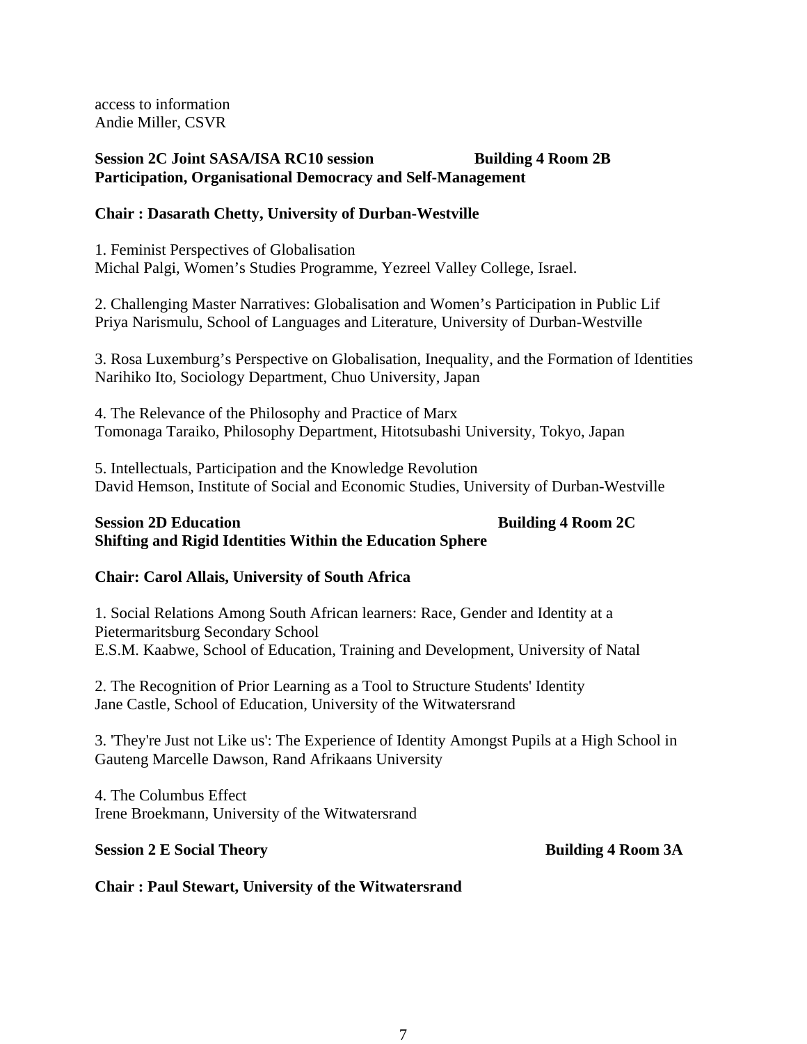access to information
Andie Miller, CSVR

**Session 2C Joint SASA/ISA RC10 session** **Building 4 Room 2B**
**Participation, Organisational Democracy and Self-Management**

**Chair : Dasarath Chetty, University of Durban-Westville**

1. Feminist Perspectives of Globalisation
Michal Palgi, Women's Studies Programme, Yezreel Valley College, Israel.

2. Challenging Master Narratives: Globalisation and Women's Participation in Public Lif
Priya Narismulu, School of Languages and Literature, University of Durban-Westville

3. Rosa Luxemburg's Perspective on Globalisation, Inequality, and the Formation of Identities
Narihiko Ito, Sociology Department, Chuo University, Japan

4. The Relevance of the Philosophy and Practice of Marx
Tomonaga Taraiko, Philosophy Department, Hitotsubashi University, Tokyo, Japan

5. Intellectuals, Participation and the Knowledge Revolution
David Hemson, Institute of Social and Economic Studies, University of Durban-Westville

**Session 2D Education** **Building 4 Room 2C**
**Shifting and Rigid Identities Within the Education Sphere**

**Chair: Carol Allais, University of South Africa**

1. Social Relations Among South African learners: Race, Gender and Identity at a Pietermaritsburg Secondary School
E.S.M. Kaabwe, School of Education, Training and Development, University of Natal

2. The Recognition of Prior Learning as a Tool to Structure Students' Identity
Jane Castle, School of Education, University of the Witwatersrand

3. 'They're Just not Like us': The Experience of Identity Amongst Pupils at a High School in Gauteng Marcelle Dawson, Rand Afrikaans University

4. The Columbus Effect
Irene Broekmann, University of the Witwatersrand

**Session 2 E Social Theory** **Building 4 Room 3A**

**Chair : Paul Stewart, University of the Witwatersrand**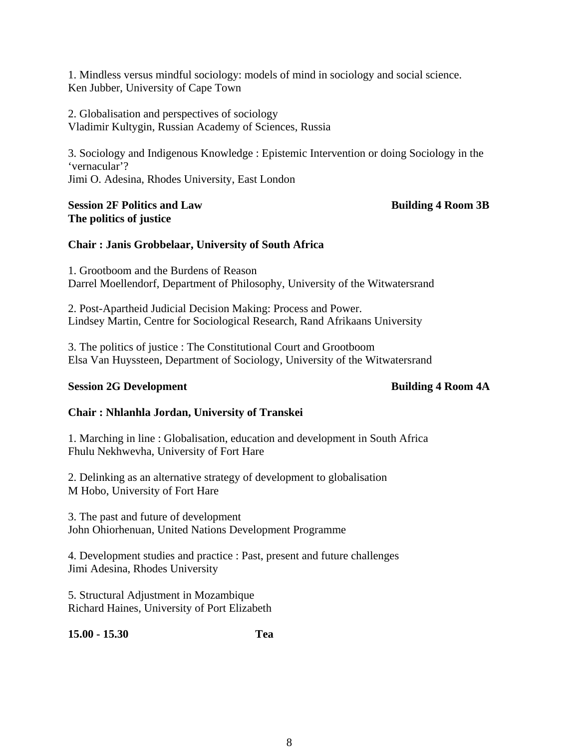1. Mindless versus mindful sociology: models of mind in sociology and social science.
Ken Jubber, University of Cape Town

2. Globalisation and perspectives of sociology
Vladimir Kultygin, Russian Academy of Sciences, Russia

3. Sociology and Indigenous Knowledge : Epistemic Intervention or doing Sociology in the 'vernacular'?
Jimi O. Adesina, Rhodes University, East London

**Session 2F Politics and Law** **Building 4 Room 3B**
**The politics of justice**

**Chair : Janis Grobbelaar, University of South Africa**

1. Grootboom and the Burdens of Reason
Darrel Moellendorf, Department of Philosophy, University of the Witwatersrand

2. Post-Apartheid Judicial Decision Making: Process and Power.
Lindsey Martin, Centre for Sociological Research, Rand Afrikaans University

3. The politics of justice : The Constitutional Court and Grootboom
Elsa Van Huyssteen, Department of Sociology, University of the Witwatersrand

**Session 2G Development** **Building 4 Room 4A**

**Chair : Nhlanhla Jordan, University of Transkei**

1. Marching in line : Globalisation, education and development in South Africa
Fhulu Nekhwevha, University of Fort Hare

2. Delinking as an alternative strategy of development to globalisation
M Hobo, University of Fort Hare

3. The past and future of development
John Ohiorhenuan, United Nations Development Programme

4. Development studies and practice : Past, present and future challenges
Jimi Adesina, Rhodes University

5. Structural Adjustment in Mozambique
Richard Haines, University of Port Elizabeth

**15.00 - 15.30** **Tea**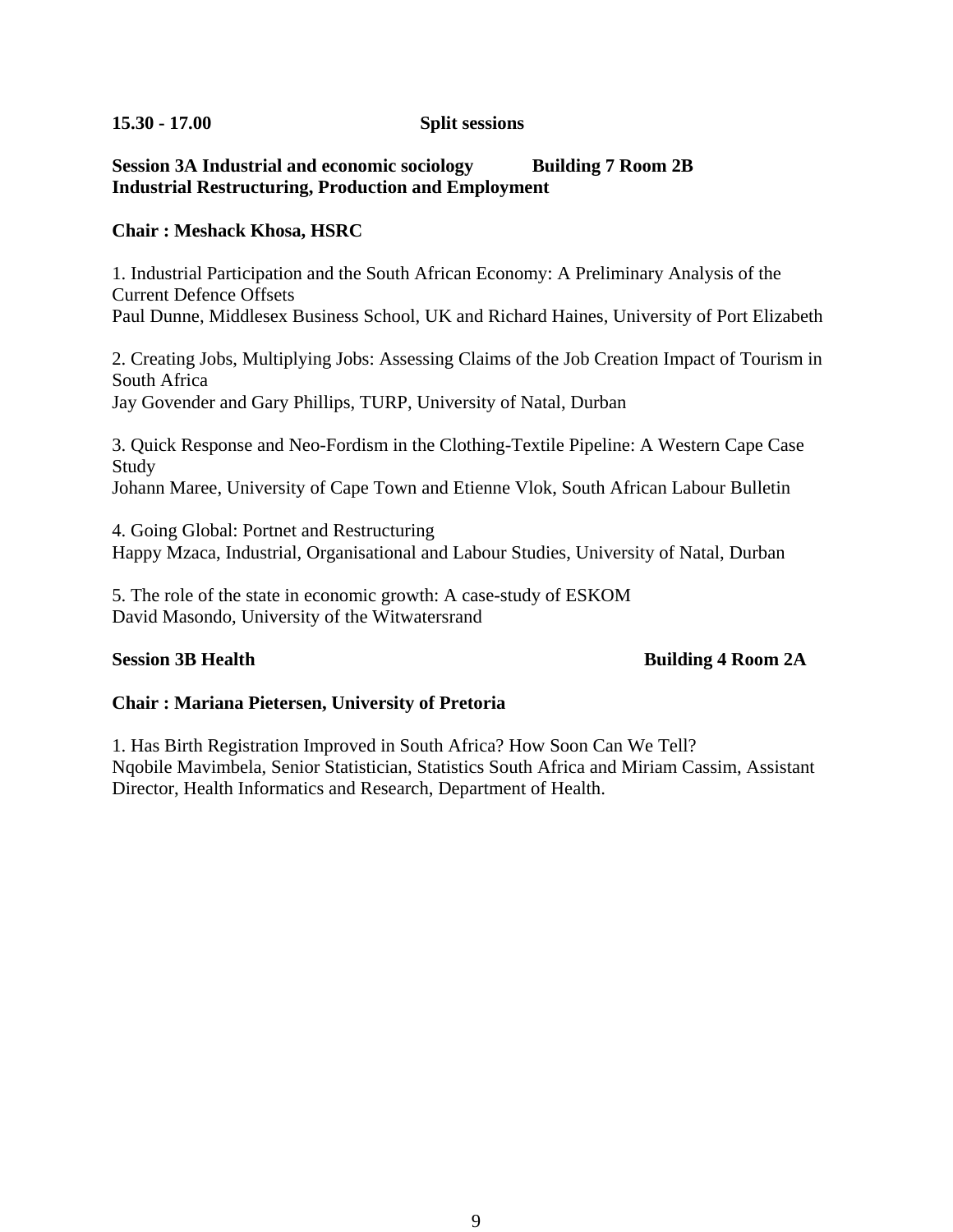**15.30 - 17.00 Split sessions**

**Session 3A Industrial and economic sociology Building 7 Room 2B**
**Industrial Restructuring, Production and Employment**

**Chair : Meshack Khosa, HSRC**

1. Industrial Participation and the South African Economy: A Preliminary Analysis of the Current Defence Offsets
Paul Dunne, Middlesex Business School, UK and Richard Haines, University of Port Elizabeth

2. Creating Jobs, Multiplying Jobs: Assessing Claims of the Job Creation Impact of Tourism in South Africa
Jay Govender and Gary Phillips, TURP, University of Natal, Durban

3. Quick Response and Neo-Fordism in the Clothing-Textile Pipeline: A Western Cape Case Study
Johann Maree, University of Cape Town and Etienne Vlok, South African Labour Bulletin

4. Going Global: Portnet and Restructuring
Happy Mzaca, Industrial, Organisational and Labour Studies, University of Natal, Durban

5. The role of the state in economic growth: A case-study of ESKOM
David Masondo, University of the Witwatersrand

**Session 3B Health Building 4 Room 2A**

**Chair : Mariana Pietersen, University of Pretoria**

1. Has Birth Registration Improved in South Africa? How Soon Can We Tell?
Nqobile Mavimbela, Senior Statistician, Statistics South Africa and Miriam Cassim, Assistant Director, Health Informatics and Research, Department of Health.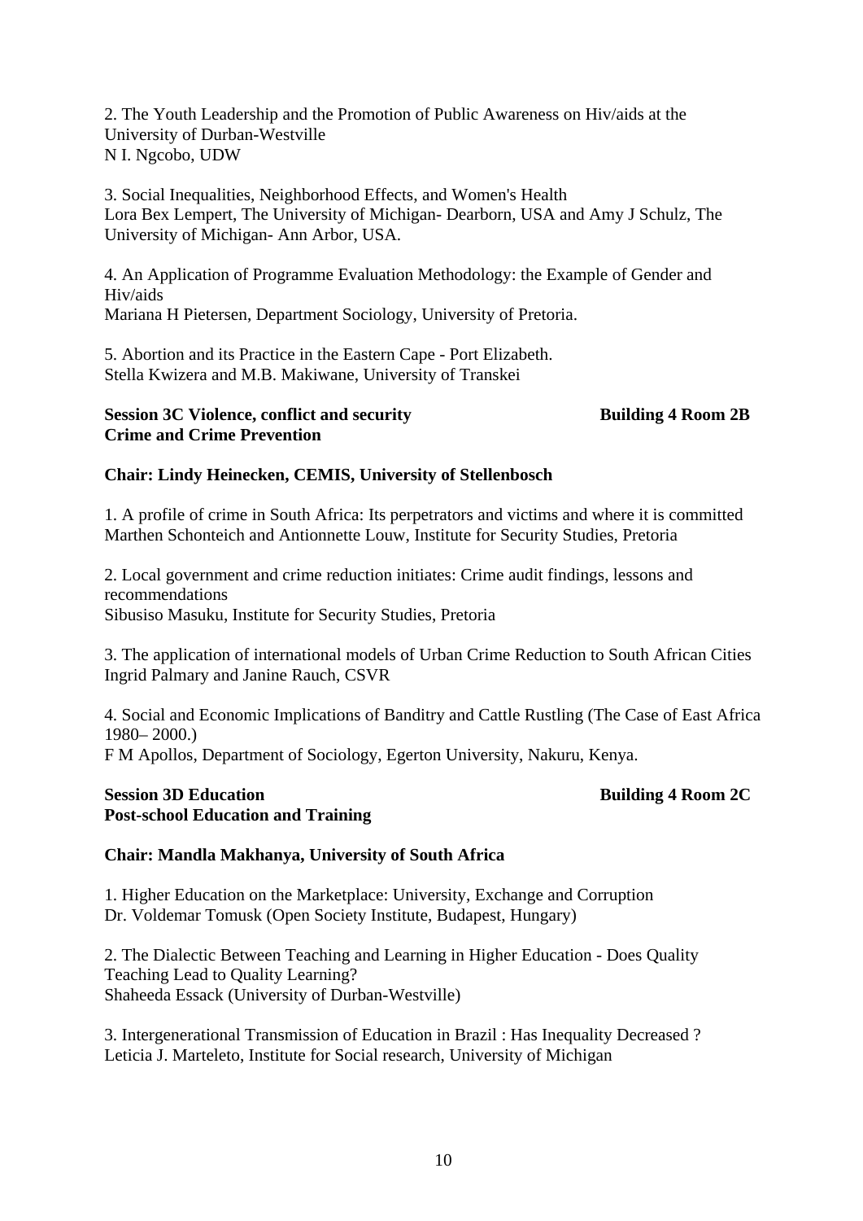2. The Youth Leadership and the Promotion of Public Awareness on Hiv/aids at the University of Durban-Westville
N I. Ngcobo, UDW

3. Social Inequalities, Neighborhood Effects, and Women's Health
Lora Bex Lempert, The University of Michigan- Dearborn, USA and Amy J Schulz, The University of Michigan- Ann Arbor, USA.

4. An Application of Programme Evaluation Methodology: the Example of Gender and Hiv/aids
Mariana H Pietersen, Department Sociology, University of Pretoria.

5. Abortion and its Practice in the Eastern Cape - Port Elizabeth.
Stella Kwizera and M.B. Makiwane, University of Transkei

**Session 3C Violence, conflict and security** **Building 4 Room 2B**
**Crime and Crime Prevention**

**Chair: Lindy Heinecken, CEMIS, University of Stellenbosch**

1. A profile of crime in South Africa: Its perpetrators and victims and where it is committed
Marthen Schonteich and Antionnette Louw, Institute for Security Studies, Pretoria

2. Local government and crime reduction initiates: Crime audit findings, lessons and recommendations
Sibusiso Masuku, Institute for Security Studies, Pretoria

3. The application of international models of Urban Crime Reduction to South African Cities
Ingrid Palmary and Janine Rauch, CSVR

4. Social and Economic Implications of Banditry and Cattle Rustling (The Case of East Africa 1980– 2000.)
F M Apollos, Department of Sociology, Egerton University, Nakuru, Kenya.

**Session 3D Education** **Building 4 Room 2C**
**Post-school Education and Training**

**Chair: Mandla Makhanya, University of South Africa**

1. Higher Education on the Marketplace: University, Exchange and Corruption
Dr. Voldemar Tomusk (Open Society Institute, Budapest, Hungary)

2. The Dialectic Between Teaching and Learning in Higher Education - Does Quality Teaching Lead to Quality Learning?
Shaheeda Essack (University of Durban-Westville)

3. Intergenerational Transmission of Education in Brazil : Has Inequality Decreased ?
Leticia J. Marteleto, Institute for Social research, University of Michigan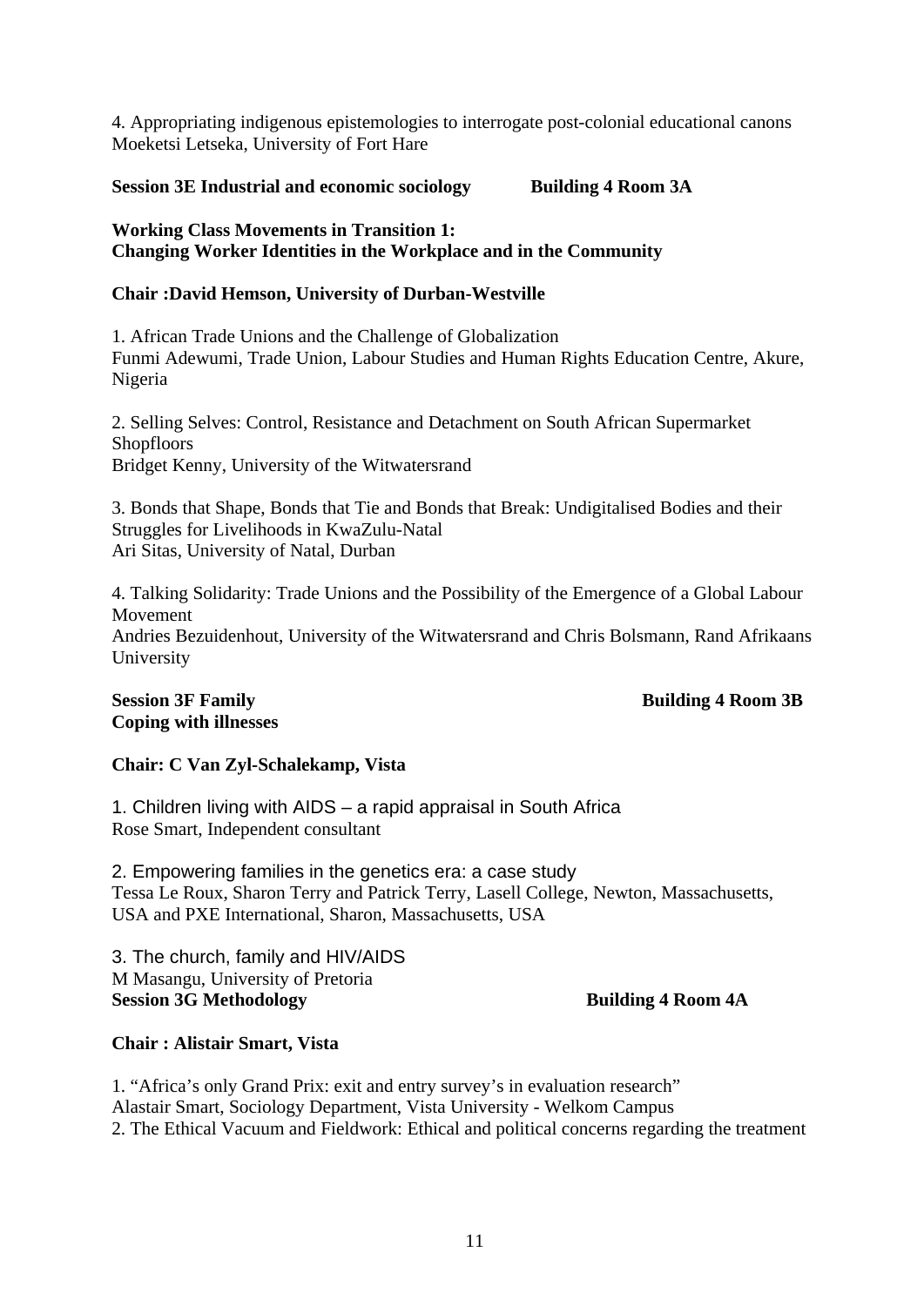4. Appropriating indigenous epistemologies to interrogate post-colonial educational canons
Moeketsi Letseka, University of Fort Hare

**Session 3E Industrial and economic sociology  Building 4 Room 3A**

**Working Class Movements in Transition 1:
Changing Worker Identities in the Workplace and in the Community**

**Chair :David Hemson, University of Durban-Westville**

1. African Trade Unions and the Challenge of Globalization
Funmi Adewumi, Trade Union, Labour Studies and Human Rights Education Centre, Akure, Nigeria

2. Selling Selves: Control, Resistance and Detachment on South African Supermarket Shopfloors
Bridget Kenny, University of the Witwatersrand

3. Bonds that Shape, Bonds that Tie and Bonds that Break: Undigitalised Bodies and their Struggles for Livelihoods in KwaZulu-Natal
Ari Sitas, University of Natal, Durban

4. Talking Solidarity: Trade Unions and the Possibility of the Emergence of a Global Labour Movement
Andries Bezuidenhout, University of the Witwatersrand and Chris Bolsmann, Rand Afrikaans University

**Session 3F Family  Building 4 Room 3B**
**Coping with illnesses**

**Chair: C Van Zyl-Schalekamp, Vista**

1. Children living with AIDS – a rapid appraisal in South Africa
Rose Smart, Independent consultant

2. Empowering families in the genetics era: a case study
Tessa Le Roux, Sharon Terry and Patrick Terry, Lasell College, Newton, Massachusetts, USA and PXE International, Sharon, Massachusetts, USA

3. The church, family and HIV/AIDS
M Masangu, University of Pretoria

**Session 3G Methodology  Building 4 Room 4A**

**Chair : Alistair Smart, Vista**

1. "Africa's only Grand Prix: exit and entry survey's in evaluation research"
Alastair Smart, Sociology Department, Vista University - Welkom Campus
2. The Ethical Vacuum and Fieldwork: Ethical and political concerns regarding the treatment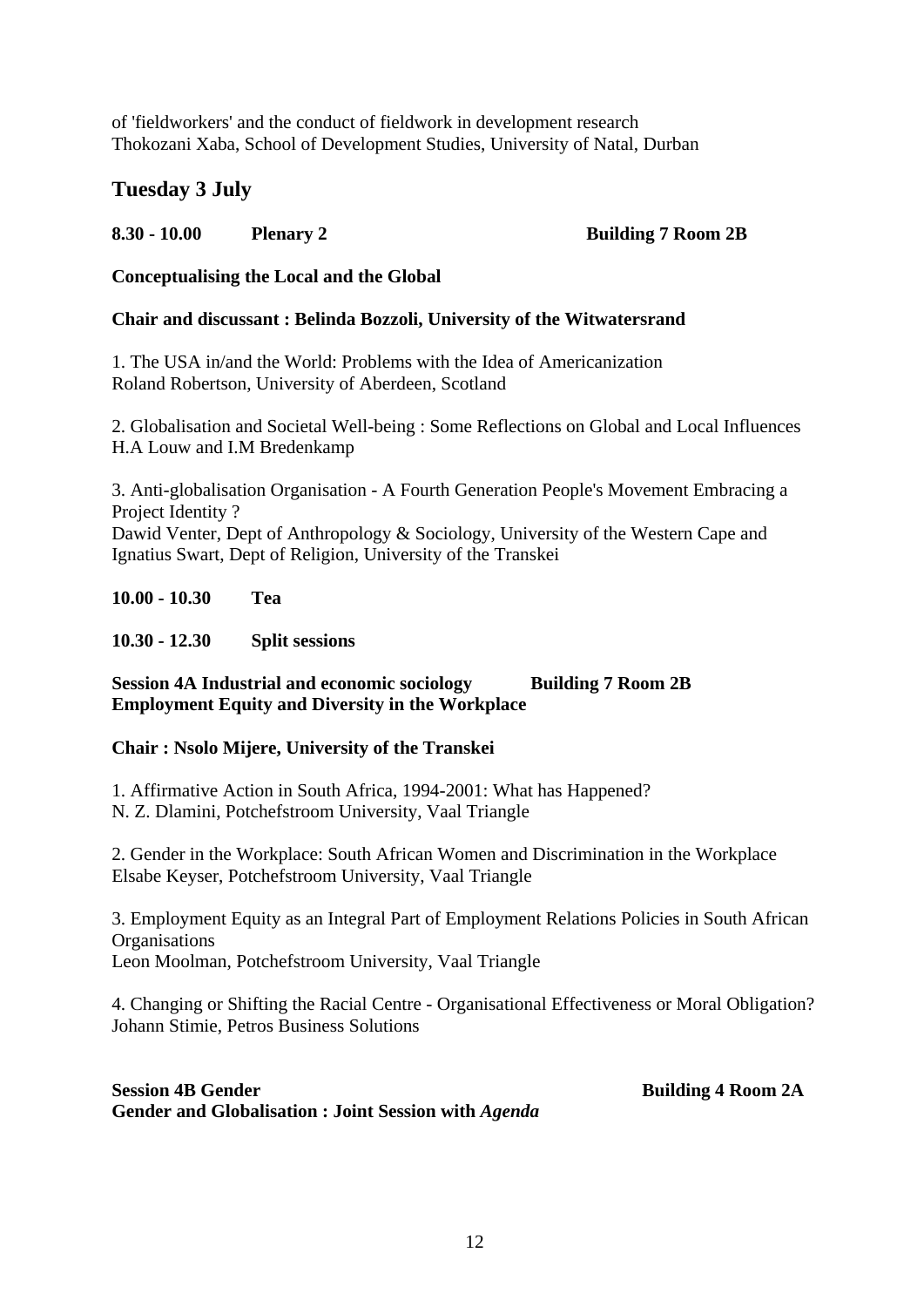of 'fieldworkers' and the conduct of fieldwork in development research
Thokozani Xaba, School of Development Studies, University of Natal, Durban

## Tuesday 3 July

**8.30 - 10.00 Plenary 2 Building 7 Room 2B**

**Conceptualising the Local and the Global**

**Chair and discussant : Belinda Bozzoli, University of the Witwatersrand**

1. The USA in/and the World: Problems with the Idea of Americanization
Roland Robertson, University of Aberdeen, Scotland

2. Globalisation and Societal Well-being : Some Reflections on Global and Local Influences
H.A Louw and I.M Bredenkamp

3. Anti-globalisation Organisation - A Fourth Generation People's Movement Embracing a Project Identity ?
Dawid Venter, Dept of Anthropology & Sociology, University of the Western Cape and Ignatius Swart, Dept of Religion, University of the Transkei

**10.00 - 10.30 Tea**

**10.30 - 12.30 Split sessions**

**Session 4A Industrial and economic sociology Building 7 Room 2B**
**Employment Equity and Diversity in the Workplace**

**Chair : Nsolo Mijere, University of the Transkei**

1. Affirmative Action in South Africa, 1994-2001: What has Happened?
N. Z. Dlamini, Potchefstroom University, Vaal Triangle

2. Gender in the Workplace: South African Women and Discrimination in the Workplace
Elsabe Keyser, Potchefstroom University, Vaal Triangle

3. Employment Equity as an Integral Part of Employment Relations Policies in South African Organisations
Leon Moolman, Potchefstroom University, Vaal Triangle

4. Changing or Shifting the Racial Centre - Organisational Effectiveness or Moral Obligation?
Johann Stimie, Petros Business Solutions

**Session 4B Gender Building 4 Room 2A**
**Gender and Globalisation : Joint Session with *Agenda***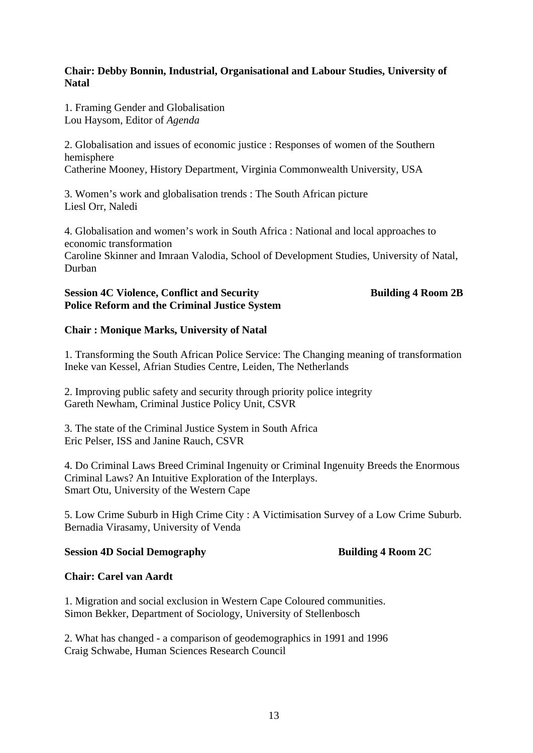**Chair: Debby Bonnin, Industrial, Organisational and Labour Studies, University of Natal**

1. Framing Gender and Globalisation
Lou Haysom, Editor of *Agenda*

2. Globalisation and issues of economic justice : Responses of women of the Southern hemisphere
Catherine Mooney, History Department, Virginia Commonwealth University, USA

3. Women's work and globalisation trends : The South African picture
Liesl Orr, Naledi

4. Globalisation and women's work in South Africa : National and local approaches to economic transformation
Caroline Skinner and Imraan Valodia, School of Development Studies, University of Natal, Durban

**Session 4C Violence, Conflict and Security** **Building 4 Room 2B**
**Police Reform and the Criminal Justice System**

**Chair : Monique Marks, University of Natal**

1. Transforming the South African Police Service: The Changing meaning of transformation
Ineke van Kessel, Afrian Studies Centre, Leiden, The Netherlands

2. Improving public safety and security through priority police integrity
Gareth Newham, Criminal Justice Policy Unit, CSVR

3. The state of the Criminal Justice System in South Africa
Eric Pelser, ISS and Janine Rauch, CSVR

4. Do Criminal Laws Breed Criminal Ingenuity or Criminal Ingenuity Breeds the Enormous Criminal Laws? An Intuitive Exploration of the Interplays.
Smart Otu, University of the Western Cape

5. Low Crime Suburb in High Crime City : A Victimisation Survey of a Low Crime Suburb.
Bernadia Virasamy, University of Venda

**Session 4D Social Demography** **Building 4 Room 2C**

**Chair: Carel van Aardt**

1. Migration and social exclusion in Western Cape Coloured communities.
Simon Bekker, Department of Sociology, University of Stellenbosch

2. What has changed - a comparison of geodemographics in 1991 and 1996
Craig Schwabe, Human Sciences Research Council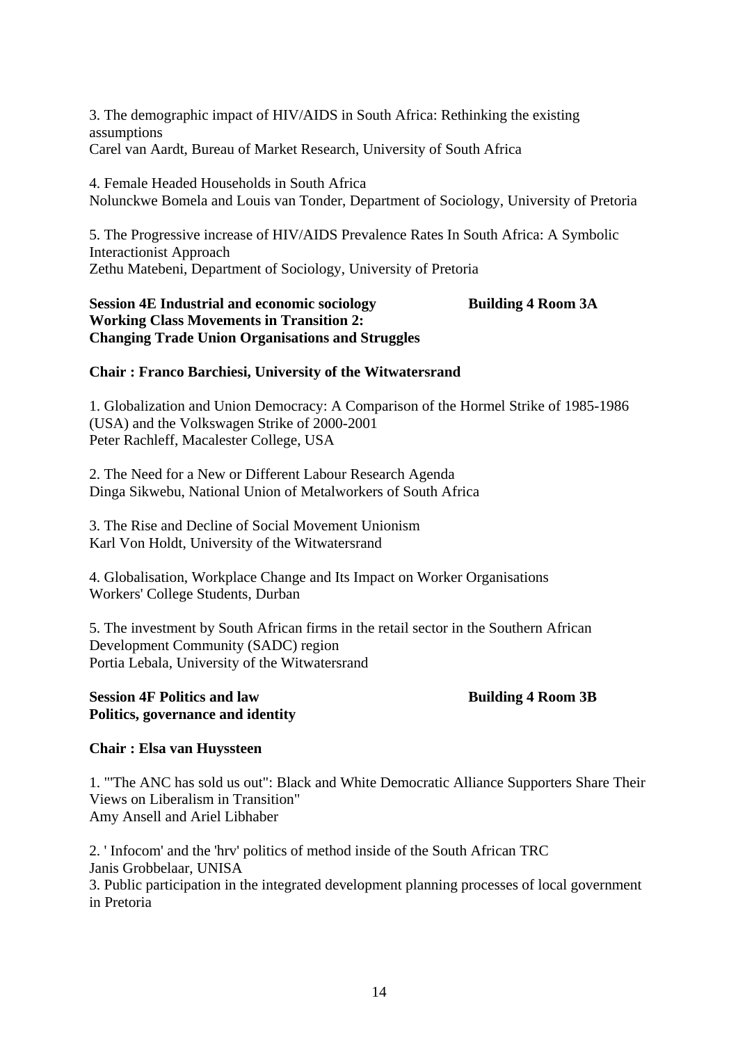3. The demographic impact of HIV/AIDS in South Africa: Rethinking the existing assumptions
Carel van Aardt, Bureau of Market Research, University of South Africa

4. Female Headed Households in South Africa
Nolunckwe Bomela and Louis van Tonder, Department of Sociology, University of Pretoria

5. The Progressive increase of HIV/AIDS Prevalence Rates In South Africa: A Symbolic Interactionist Approach
Zethu Matebeni, Department of Sociology, University of Pretoria

**Session 4E Industrial and economic sociology** **Building 4 Room 3A**
**Working Class Movements in Transition 2:**
**Changing Trade Union Organisations and Struggles**

**Chair : Franco Barchiesi, University of the Witwatersrand**

1. Globalization and Union Democracy: A Comparison of the Hormel Strike of 1985-1986 (USA) and the Volkswagen Strike of 2000-2001
Peter Rachleff, Macalester College, USA

2. The Need for a New or Different Labour Research Agenda
Dinga Sikwebu, National Union of Metalworkers of South Africa

3. The Rise and Decline of Social Movement Unionism
Karl Von Holdt, University of the Witwatersrand

4. Globalisation, Workplace Change and Its Impact on Worker Organisations
Workers' College Students, Durban

5. The investment by South African firms in the retail sector in the Southern African Development Community (SADC) region
Portia Lebala, University of the Witwatersrand

**Session 4F Politics and law** **Building 4 Room 3B**
**Politics, governance and identity**

**Chair : Elsa van Huyssteen**

1. "'The ANC has sold us out": Black and White Democratic Alliance Supporters Share Their Views on Liberalism in Transition"
Amy Ansell and Ariel Libhaber

2. ' Infocom' and the 'hrv' politics of method inside of the South African TRC
Janis Grobbelaar, UNISA

3. Public participation in the integrated development planning processes of local government in Pretoria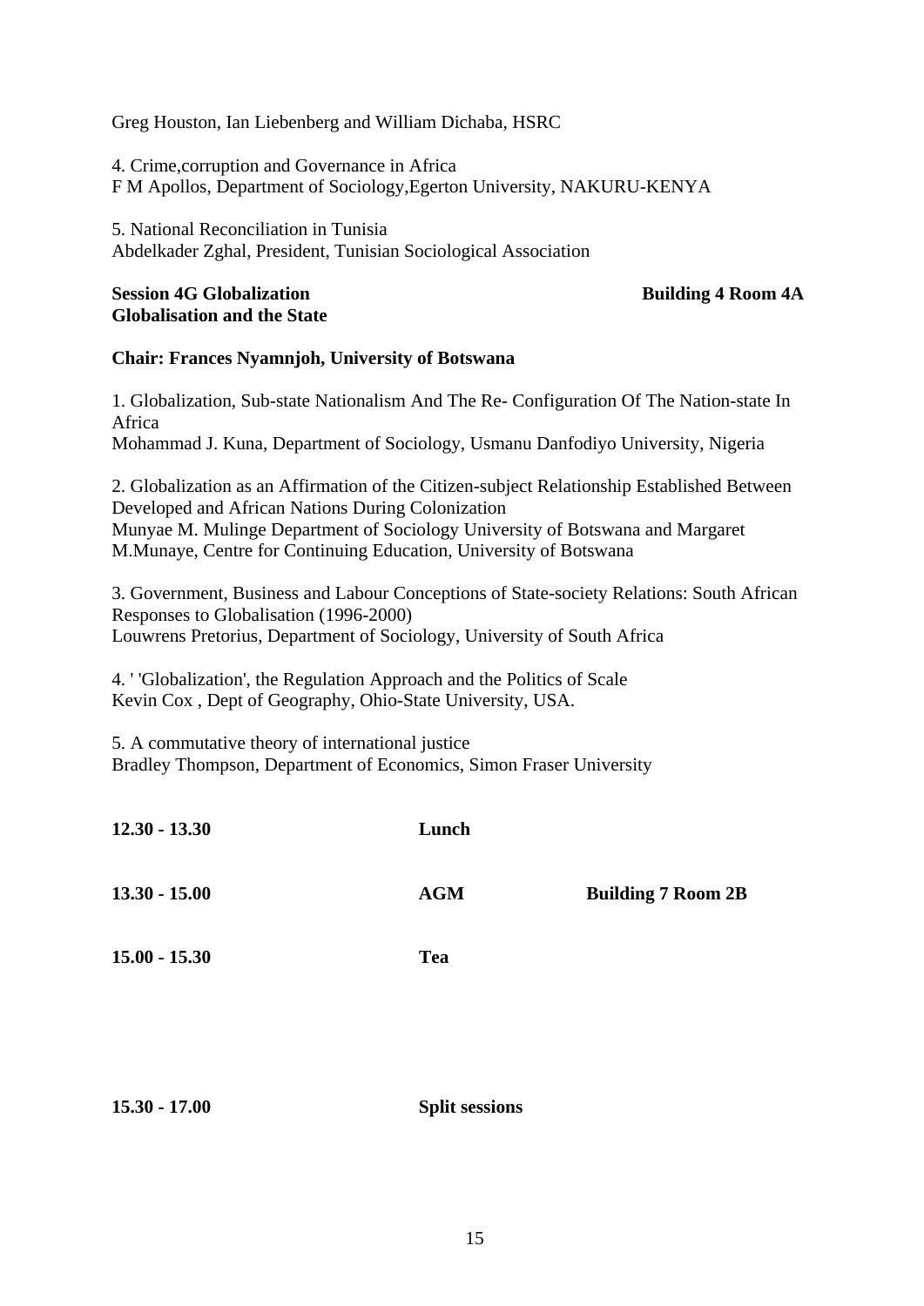Greg Houston, Ian Liebenberg and William Dichaba, HSRC

4. Crime,corruption and Governance in Africa
F M Apollos, Department of Sociology,Egerton University, NAKURU-KENYA

5. National Reconciliation in Tunisia
Abdelkader Zghal, President, Tunisian Sociological Association

**Session 4G Globalization** **Building 4 Room 4A**
**Globalisation and the State**

**Chair: Frances Nyamnjoh, University of Botswana**

1. Globalization, Sub-state Nationalism And The Re- Configuration Of The Nation-state In Africa
Mohammad J. Kuna, Department of Sociology, Usmanu Danfodiyo University, Nigeria

2. Globalization as an Affirmation of the Citizen-subject Relationship Established Between Developed and African Nations During Colonization
Munyae M. Mulinge Department of Sociology University of Botswana and Margaret M.Munaye, Centre for Continuing Education, University of Botswana

3. Government, Business and Labour Conceptions of State-society Relations: South African Responses to Globalisation (1996-2000)
Louwrens Pretorius, Department of Sociology, University of South Africa

4. ' 'Globalization', the Regulation Approach and the Politics of Scale
Kevin Cox , Dept of Geography, Ohio-State University, USA.

5. A commutative theory of international justice
Bradley Thompson, Department of Economics, Simon Fraser University

| | | |
|---|---|---|
| **12.30 - 13.30** | **Lunch** | |
| **13.30 - 15.00** | **AGM** | **Building 7 Room 2B** |
| **15.00 - 15.30** | **Tea** | |
| **15.30 - 17.00** | **Split sessions** | |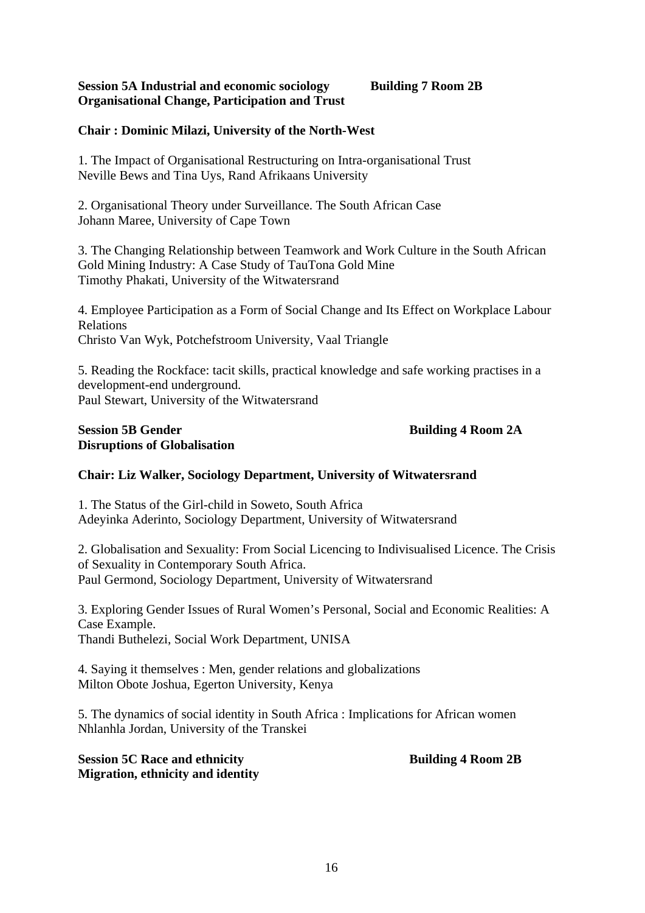**Session 5A Industrial and economic sociology** **Building 7 Room 2B**
**Organisational Change, Participation and Trust**

**Chair : Dominic Milazi, University of the North-West**

1. The Impact of Organisational Restructuring on Intra-organisational Trust
Neville Bews and Tina Uys, Rand Afrikaans University

2. Organisational Theory under Surveillance. The South African Case
Johann Maree, University of Cape Town

3. The Changing Relationship between Teamwork and Work Culture in the South African Gold Mining Industry: A Case Study of TauTona Gold Mine
Timothy Phakati, University of the Witwatersrand

4. Employee Participation as a Form of Social Change and Its Effect on Workplace Labour Relations
Christo Van Wyk, Potchefstroom University, Vaal Triangle

5. Reading the Rockface: tacit skills, practical knowledge and safe working practises in a development-end underground.
Paul Stewart, University of the Witwatersrand

**Session 5B Gender** **Building 4 Room 2A**
**Disruptions of Globalisation**

**Chair: Liz Walker, Sociology Department, University of Witwatersrand**

1. The Status of the Girl-child in Soweto, South Africa
Adeyinka Aderinto, Sociology Department, University of Witwatersrand

2. Globalisation and Sexuality: From Social Licencing to Indivisualised Licence. The Crisis of Sexuality in Contemporary South Africa.
Paul Germond, Sociology Department, University of Witwatersrand

3. Exploring Gender Issues of Rural Women's Personal, Social and Economic Realities: A Case Example.
Thandi Buthelezi, Social Work Department, UNISA

4. Saying it themselves : Men, gender relations and globalizations
Milton Obote Joshua, Egerton University, Kenya

5. The dynamics of social identity in South Africa : Implications for African women
Nhlanhla Jordan, University of the Transkei

**Session 5C Race and ethnicity** **Building 4 Room 2B**
**Migration, ethnicity and identity**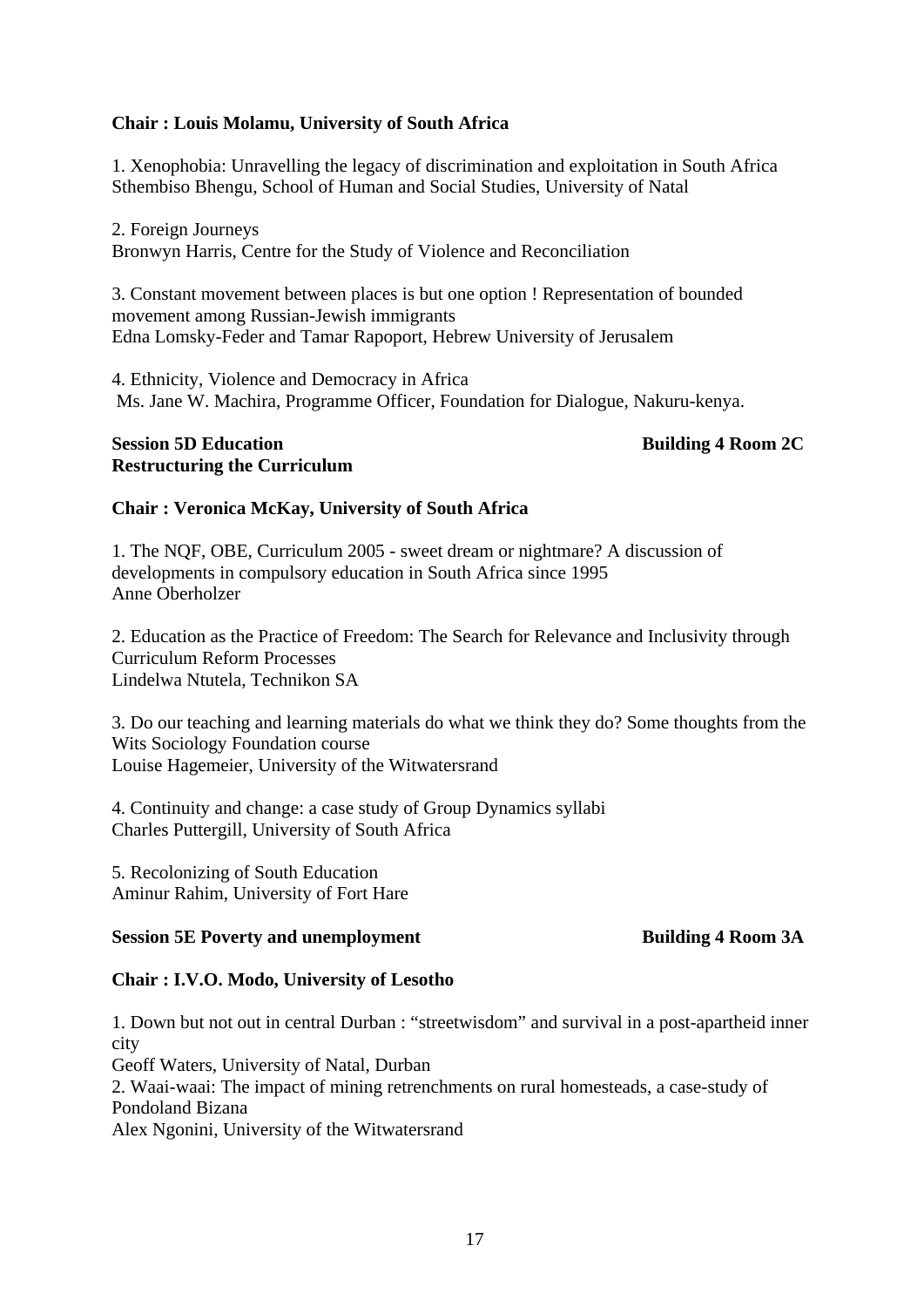**Chair : Louis Molamu, University of South Africa**

1. Xenophobia: Unravelling the legacy of discrimination and exploitation in South Africa
Sthembiso Bhengu, School of Human and Social Studies, University of Natal

2. Foreign Journeys
Bronwyn Harris, Centre for the Study of Violence and Reconciliation

3. Constant movement between places is but one option ! Representation of bounded movement among Russian-Jewish immigrants
Edna Lomsky-Feder and Tamar Rapoport, Hebrew University of Jerusalem

4. Ethnicity, Violence and Democracy in Africa
Ms. Jane W. Machira, Programme Officer, Foundation for Dialogue, Nakuru-kenya.

**Session 5D Education** **Building 4 Room 2C**
**Restructuring the Curriculum**

**Chair : Veronica McKay, University of South Africa**

1. The NQF, OBE, Curriculum 2005 - sweet dream or nightmare? A discussion of developments in compulsory education in South Africa since 1995
Anne Oberholzer

2. Education as the Practice of Freedom: The Search for Relevance and Inclusivity through Curriculum Reform Processes
Lindelwa Ntutela, Technikon SA

3. Do our teaching and learning materials do what we think they do? Some thoughts from the Wits Sociology Foundation course
Louise Hagemeier, University of the Witwatersrand

4. Continuity and change: a case study of Group Dynamics syllabi
Charles Puttergill, University of South Africa

5. Recolonizing of South Education
Aminur Rahim, University of Fort Hare

**Session 5E Poverty and unemployment** **Building 4 Room 3A**

**Chair : I.V.O. Modo, University of Lesotho**

1. Down but not out in central Durban : "streetwisdom" and survival in a post-apartheid inner city
Geoff Waters, University of Natal, Durban
2. Waai-waai: The impact of mining retrenchments on rural homesteads, a case-study of Pondoland Bizana
Alex Ngonini, University of the Witwatersrand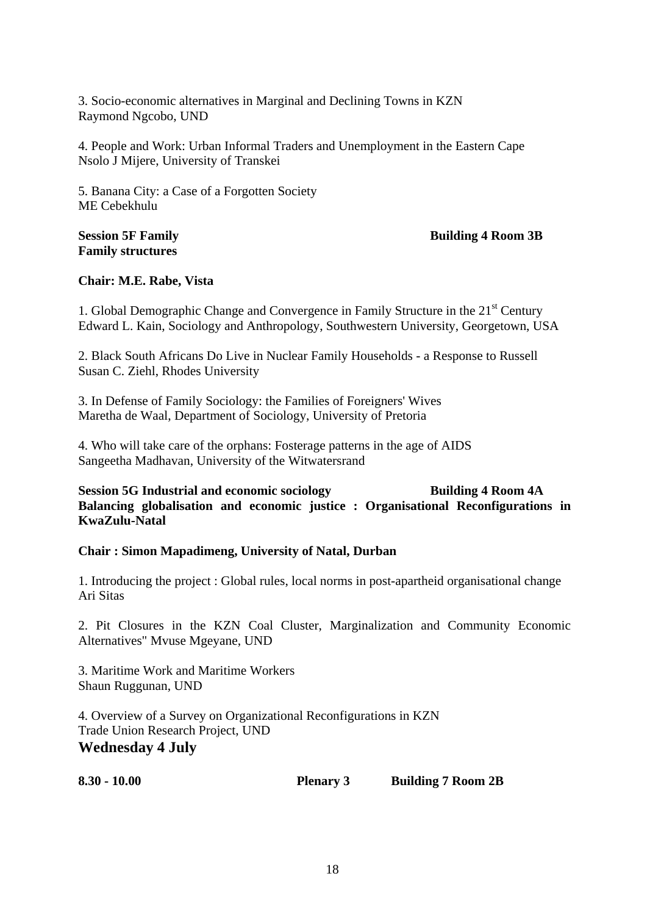3. Socio-economic alternatives in Marginal and Declining Towns in KZN
Raymond Ngcobo, UND

4. People and Work: Urban Informal Traders and Unemployment in the Eastern Cape
Nsolo J Mijere, University of Transkei

5. Banana City: a Case of a Forgotten Society
ME Cebekhulu

**Session 5F Family** **Building 4 Room 3B**
**Family structures**

**Chair: M.E. Rabe, Vista**

1. Global Demographic Change and Convergence in Family Structure in the 21st Century
Edward L. Kain, Sociology and Anthropology, Southwestern University, Georgetown, USA

2. Black South Africans Do Live in Nuclear Family Households - a Response to Russell
Susan C. Ziehl, Rhodes University

3. In Defense of Family Sociology: the Families of Foreigners' Wives
Maretha de Waal, Department of Sociology, University of Pretoria

4. Who will take care of the orphans: Fosterage patterns in the age of AIDS
Sangeetha Madhavan, University of the Witwatersrand

**Session 5G Industrial and economic sociology** **Building 4 Room 4A**
**Balancing globalisation and economic justice : Organisational Reconfigurations in KwaZulu-Natal**

**Chair : Simon Mapadimeng, University of Natal, Durban**

1. Introducing the project : Global rules, local norms in post-apartheid organisational change
Ari Sitas

2. Pit Closures in the KZN Coal Cluster, Marginalization and Community Economic Alternatives" Mvuse Mgeyane, UND

3. Maritime Work and Maritime Workers
Shaun Ruggunan, UND

4. Overview of a Survey on Organizational Reconfigurations in KZN
Trade Union Research Project, UND

## Wednesday 4 July

**8.30 - 10.00** **Plenary 3** **Building 7 Room 2B**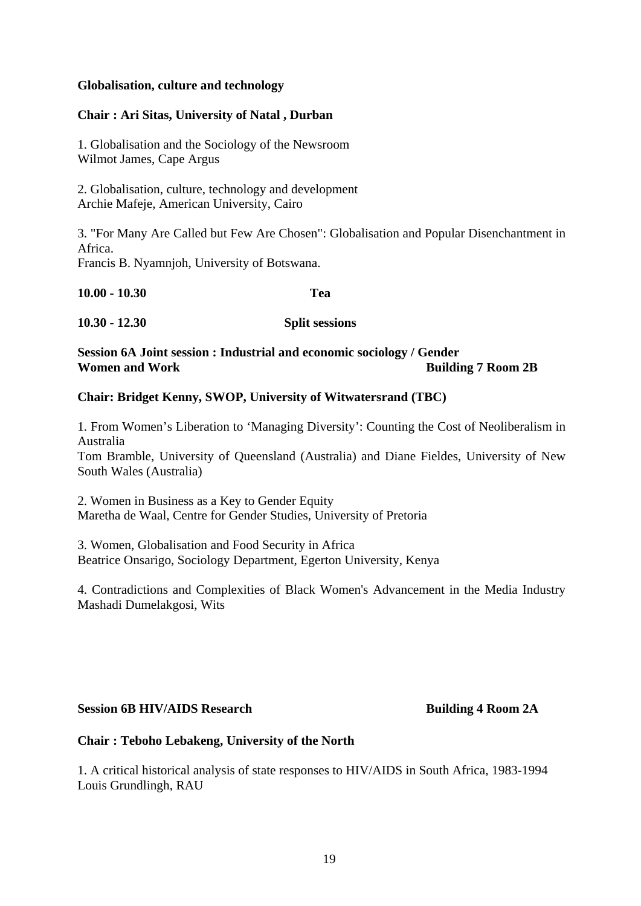**Globalisation, culture and technology**

**Chair : Ari Sitas, University of Natal , Durban**

1. Globalisation and the Sociology of the Newsroom
Wilmot James, Cape Argus

2. Globalisation, culture, technology and development
Archie Mafeje, American University, Cairo

3. "For Many Are Called but Few Are Chosen": Globalisation and Popular Disenchantment in Africa.
Francis B. Nyamnjoh, University of Botswana.

**10.00 - 10.30** **Tea**

**10.30 - 12.30** **Split sessions**

**Session 6A Joint session : Industrial and economic sociology / Gender**
**Women and Work** **Building 7 Room 2B**

**Chair: Bridget Kenny, SWOP, University of Witwatersrand (TBC)**

1. From Women's Liberation to 'Managing Diversity': Counting the Cost of Neoliberalism in Australia
Tom Bramble, University of Queensland (Australia) and Diane Fieldes, University of New South Wales (Australia)

2. Women in Business as a Key to Gender Equity
Maretha de Waal, Centre for Gender Studies, University of Pretoria

3. Women, Globalisation and Food Security in Africa
Beatrice Onsarigo, Sociology Department, Egerton University, Kenya

4. Contradictions and Complexities of Black Women's Advancement in the Media Industry
Mashadi Dumelakgosi, Wits

**Session 6B HIV/AIDS Research** **Building 4 Room 2A**

**Chair : Teboho Lebakeng, University of the North**

1. A critical historical analysis of state responses to HIV/AIDS in South Africa, 1983-1994
Louis Grundlingh, RAU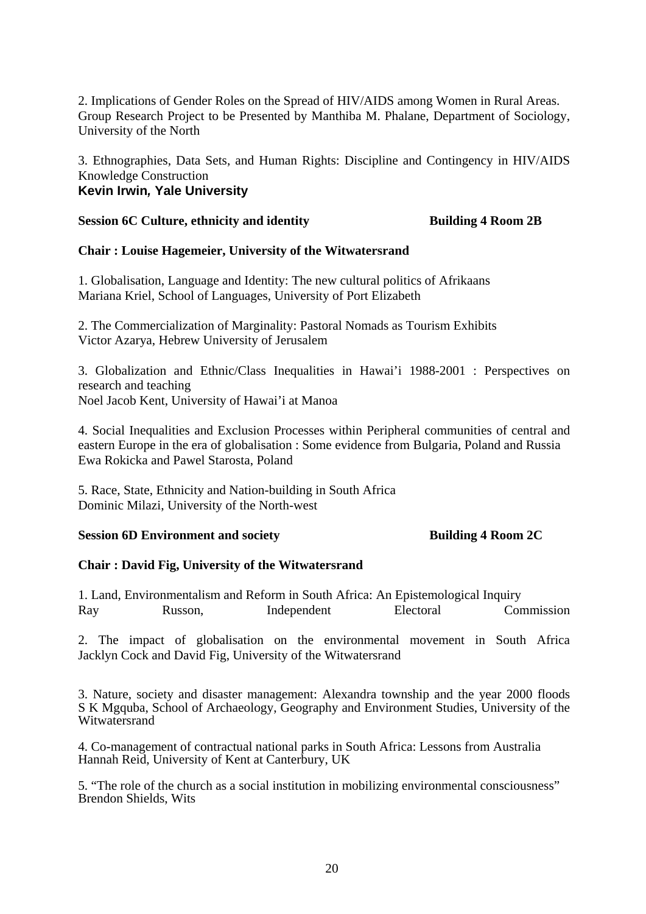2. Implications of Gender Roles on the Spread of HIV/AIDS among Women in Rural Areas. Group Research Project to be Presented by Manthiba M. Phalane, Department of Sociology, University of the North

3. Ethnographies, Data Sets, and Human Rights: Discipline and Contingency in HIV/AIDS Knowledge Construction
**Kevin Irwin, Yale University**

**Session 6C Culture, ethnicity and identity** **Building 4 Room 2B**

**Chair : Louise Hagemeier, University of the Witwatersrand**

1. Globalisation, Language and Identity: The new cultural politics of Afrikaans
Mariana Kriel, School of Languages, University of Port Elizabeth

2. The Commercialization of Marginality: Pastoral Nomads as Tourism Exhibits
Victor Azarya, Hebrew University of Jerusalem

3. Globalization and Ethnic/Class Inequalities in Hawai'i 1988-2001 : Perspectives on research and teaching
Noel Jacob Kent, University of Hawai'i at Manoa

4. Social Inequalities and Exclusion Processes within Peripheral communities of central and eastern Europe in the era of globalisation : Some evidence from Bulgaria, Poland and Russia
Ewa Rokicka and Pawel Starosta, Poland

5. Race, State, Ethnicity and Nation-building in South Africa
Dominic Milazi, University of the North-west

**Session 6D Environment and society** **Building 4 Room 2C**

**Chair : David Fig, University of the Witwatersrand**

1. Land, Environmentalism and Reform in South Africa: An Epistemological Inquiry
Ray Russon, Independent Electoral Commission

2. The impact of globalisation on the environmental movement in South Africa
Jacklyn Cock and David Fig, University of the Witwatersrand

3. Nature, society and disaster management: Alexandra township and the year 2000 floods
S K Mgquba, School of Archaeology, Geography and Environment Studies, University of the Witwatersrand

4. Co-management of contractual national parks in South Africa: Lessons from Australia
Hannah Reid, University of Kent at Canterbury, UK

5. "The role of the church as a social institution in mobilizing environmental consciousness"
Brendon Shields, Wits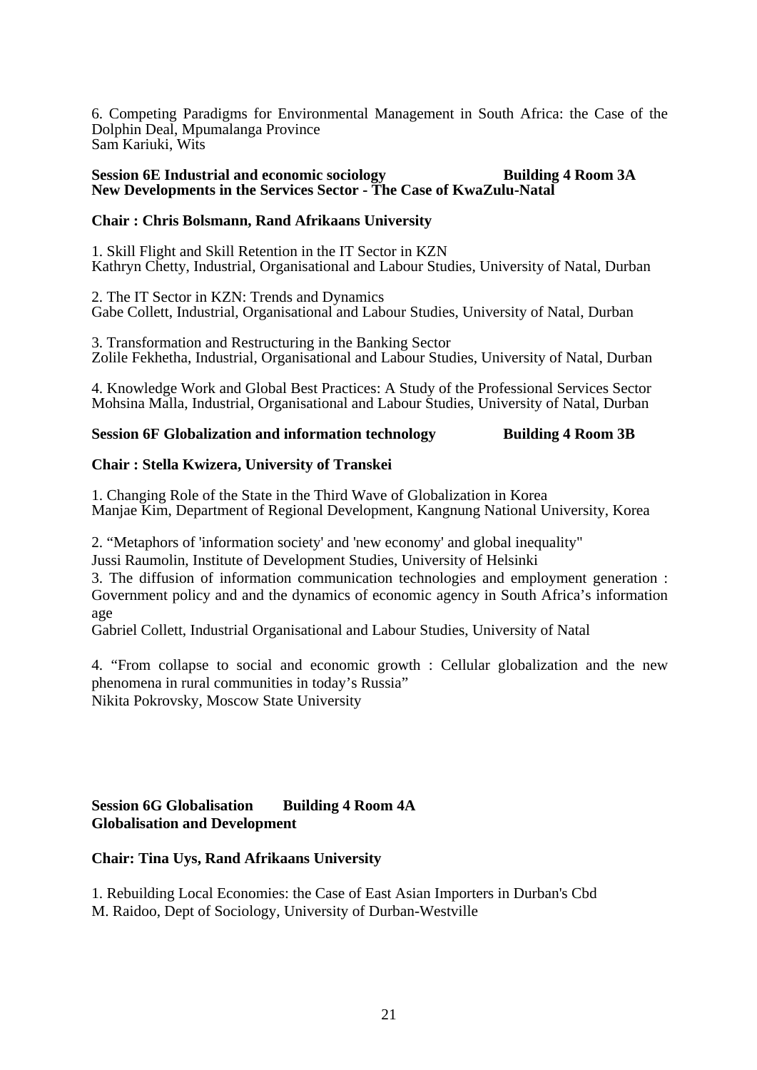6. Competing Paradigms for Environmental Management in South Africa: the Case of the Dolphin Deal, Mpumalanga Province
Sam Kariuki, Wits

**Session 6E Industrial and economic sociology Building 4 Room 3A**
**New Developments in the Services Sector - The Case of KwaZulu-Natal**

**Chair : Chris Bolsmann, Rand Afrikaans University**

1. Skill Flight and Skill Retention in the IT Sector in KZN
Kathryn Chetty, Industrial, Organisational and Labour Studies, University of Natal, Durban

2. The IT Sector in KZN: Trends and Dynamics
Gabe Collett, Industrial, Organisational and Labour Studies, University of Natal, Durban

3. Transformation and Restructuring in the Banking Sector
Zolile Fekhetha, Industrial, Organisational and Labour Studies, University of Natal, Durban

4. Knowledge Work and Global Best Practices: A Study of the Professional Services Sector
Mohsina Malla, Industrial, Organisational and Labour Studies, University of Natal, Durban

**Session 6F Globalization and information technology Building 4 Room 3B**

**Chair : Stella Kwizera, University of Transkei**

1. Changing Role of the State in the Third Wave of Globalization in Korea
Manjae Kim, Department of Regional Development, Kangnung National University, Korea

2. “Metaphors of 'information society' and 'new economy' and global inequality"
Jussi Raumolin, Institute of Development Studies, University of Helsinki

3. The diffusion of information communication technologies and employment generation : Government policy and and the dynamics of economic agency in South Africa’s information age
Gabriel Collett, Industrial Organisational and Labour Studies, University of Natal

4. “From collapse to social and economic growth : Cellular globalization and the new phenomena in rural communities in today’s Russia”
Nikita Pokrovsky, Moscow State University

**Session 6G Globalisation Building 4 Room 4A**
**Globalisation and Development**

**Chair: Tina Uys, Rand Afrikaans University**

1. Rebuilding Local Economies: the Case of East Asian Importers in Durban's Cbd
M. Raidoo, Dept of Sociology, University of Durban-Westville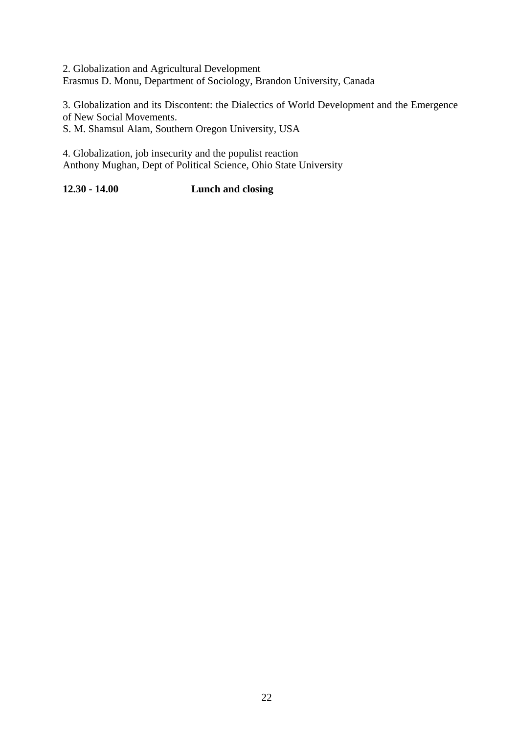2. Globalization and Agricultural Development
Erasmus D. Monu, Department of Sociology, Brandon University, Canada

3. Globalization and its Discontent: the Dialectics of World Development and the Emergence of New Social Movements.
S. M. Shamsul Alam, Southern Oregon University, USA

4. Globalization, job insecurity and the populist reaction
Anthony Mughan, Dept of Political Science, Ohio State University

**12.30 - 14.00** **Lunch and closing**